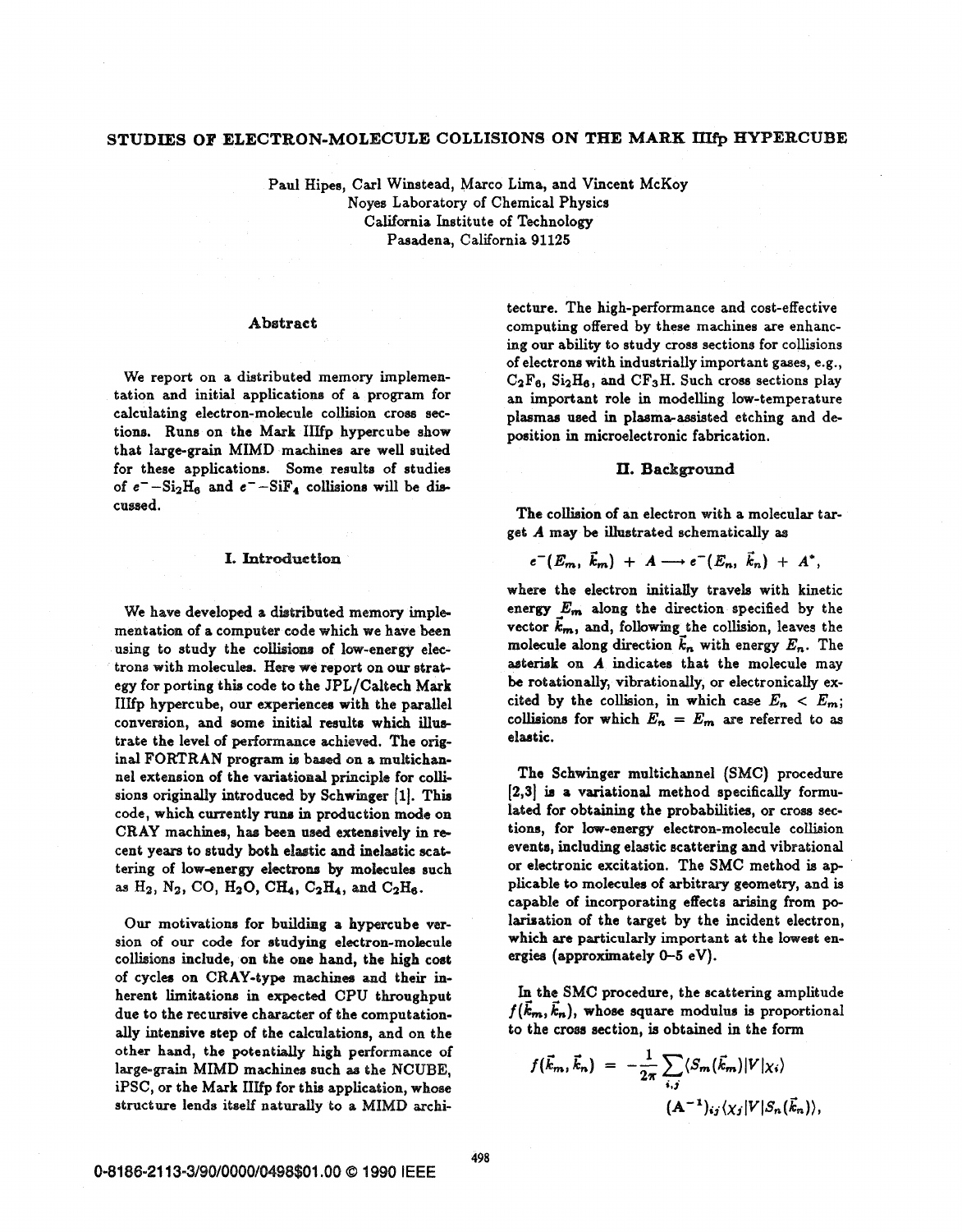# STUDIES OF ELECTRON-MOLECULE COLLISIONS ON THE MARK IIIfp HYPERCUBE

Paul Hipes, Carl Winstead, Marco Lima, and Vincent McKoy
Noyes Laboratory of Chemical Physics
California Institute of Technology
Pasadena, California 91125

## Abstract

We report on a distributed memory implementation and initial applications of a program for calculating electron-molecule collision cross sections. Runs on the Mark IIIfp hypercube show that large-grain MIMD machines are well suited for these applications. Some results of studies of $e^- - Si_2H_6$ and $e^- - SiF_4$ collisions will be discussed.

## I. Introduction

We have developed a distributed memory implementation of a computer code which we have been using to study the collisions of low-energy electrons with molecules. Here we report on our strategy for porting this code to the JPL/Caltech Mark IIIfp hypercube, our experiences with the parallel conversion, and some initial results which illustrate the level of performance achieved. The original FORTRAN program is based on a multichannel extension of the variational principle for collisions originally introduced by Schwinger [1]. This code, which currently runs in production mode on CRAY machines, has been used extensively in recent years to study both elastic and inelastic scattering of low-energy electrons by molecules such as $H_2$, $N_2$, CO, $H_2O$, $CH_4$, $C_2H_4$, and $C_2H_6$.

Our motivations for building a hypercube version of our code for studying electron-molecule collisions include, on the one hand, the high cost of cycles on CRAY-type machines and their inherent limitations in expected CPU throughput due to the recursive character of the computationally intensive step of the calculations, and on the other hand, the potentially high performance of large-grain MIMD machines such as the NCUBE, iPSC, or the Mark IIIfp for this application, whose structure lends itself naturally to a MIMD architecture. The high-performance and cost-effective computing offered by these machines are enhancing our ability to study cross sections for collisions of electrons with industrially important gases, e.g., $C_2F_6$, $Si_2H_6$, and $CF_3H$. Such cross sections play an important role in modelling low-temperature plasmas used in plasma-assisted etching and deposition in microelectronic fabrication.

## II. Background

The collision of an electron with a molecular target $A$ may be illustrated schematically as

$$e^-(E_m, \vec{k}_m) + A \longrightarrow e^-(E_n, \vec{k}_n) + A^*,$$

where the electron initially travels with kinetic energy $E_m$ along the direction specified by the vector $\vec{k}_m$, and, following the collision, leaves the molecule along direction $\vec{k}_n$ with energy $E_n$. The asterisk on $A$ indicates that the molecule may be rotationally, vibrationally, or electronically excited by the collision, in which case $E_n < E_m$; collisions for which $E_n = E_m$ are referred to as elastic.

The Schwinger multichannel (SMC) procedure [2,3] is a variational method specifically formulated for obtaining the probabilities, or cross sections, for low-energy electron-molecule collision events, including elastic scattering and vibrational or electronic excitation. The SMC method is applicable to molecules of arbitrary geometry, and is capable of incorporating effects arising from polarisation of the target by the incident electron, which are particularly important at the lowest energies (approximately 0–5 eV).

In the SMC procedure, the scattering amplitude $f(\vec{k}_m, \vec{k}_n)$, whose square modulus is proportional to the cross section, is obtained in the form

$$f(\vec{k}_m, \vec{k}_n) = -\frac{1}{2\pi} \sum_{i,j} \langle S_m(\vec{k}_m)|V|\chi_i\rangle (\mathbf{A}^{-1})_{ij} \langle \chi_j|V|S_n(\vec{k}_n)\rangle,$$

0-8186-2113-3/90/0000/0498$01.00 © 1990 IEEE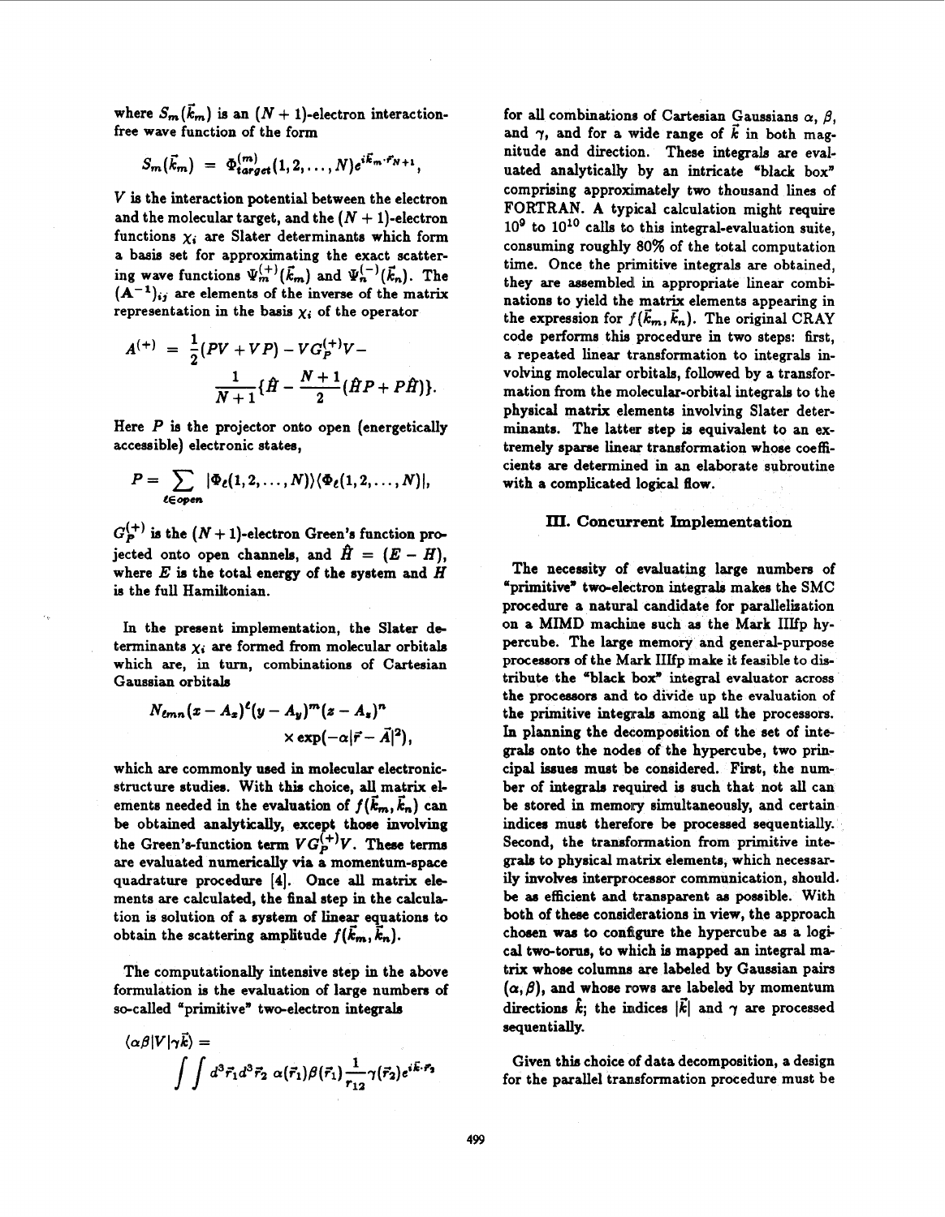where $S_m(\vec{k}_m)$ is an $(N+1)$-electron interaction-free wave function of the form

$$S_m(\vec{k}_m) = \Phi^{(m)}_{target}(1,2,\ldots,N)e^{i\vec{k}_m\cdot\vec{r}_{N+1}},$$

$V$ is the interaction potential between the electron and the molecular target, and the $(N+1)$-electron functions $\chi_i$ are Slater determinants which form a basis set for approximating the exact scattering wave functions $\Psi^{(+)}_m(\vec{k}_m)$ and $\Psi^{(-)}_n(\vec{k}_n)$. The $(\mathbf{A}^{-1})_{ij}$ are elements of the inverse of the matrix representation in the basis $\chi_i$ of the operator

$$A^{(+)} = \frac{1}{2}(PV + VP) - VG^{(+)}_P V - \frac{1}{N+1}\{\hat{H} - \frac{N+1}{2}(\hat{H}P + P\hat{H})\}.$$

Here $P$ is the projector onto open (energetically accessible) electronic states,

$$P = \sum_{\ell \in open} |\Phi_\ell(1,2,\ldots,N)\rangle\langle\Phi_\ell(1,2,\ldots,N)|,$$

$G^{(+)}_P$ is the $(N+1)$-electron Green's function projected onto open channels, and $\hat{H} = (E - H)$, where $E$ is the total energy of the system and $H$ is the full Hamiltonian.

In the present implementation, the Slater determinants $\chi_i$ are formed from molecular orbitals which are, in turn, combinations of Cartesian Gaussian orbitals

$$N_{\ell mn}(x - A_x)^\ell(y - A_y)^m(z - A_z)^n \times \exp(-\alpha|\vec{r} - \vec{A}|^2),$$

which are commonly used in molecular electronic-structure studies. With this choice, all matrix elements needed in the evaluation of $f(\vec{k}_m, \vec{k}_n)$ can be obtained analytically, except those involving the Green's-function term $VG^{(+)}_P V$. These terms are evaluated numerically via a momentum-space quadrature procedure [4]. Once all matrix elements are calculated, the final step in the calculation is solution of a system of linear equations to obtain the scattering amplitude $f(\vec{k}_m, \vec{k}_n)$.

The computationally intensive step in the above formulation is the evaluation of large numbers of so-called "primitive" two-electron integrals

$$\langle\alpha\beta|V|\gamma\vec{k}\rangle = \int\int d^3\vec{r}_1 d^3\vec{r}_2\ \alpha(\vec{r}_1)\beta(\vec{r}_1)\frac{1}{r_{12}}\gamma(\vec{r}_2)e^{i\vec{k}\cdot\vec{r}_2}$$

for all combinations of Cartesian Gaussians $\alpha$, $\beta$, and $\gamma$, and for a wide range of $\vec{k}$ in both magnitude and direction. These integrals are evaluated analytically by an intricate "black box" comprising approximately two thousand lines of FORTRAN. A typical calculation might require $10^9$ to $10^{10}$ calls to this integral-evaluation suite, consuming roughly 80% of the total computation time. Once the primitive integrals are obtained, they are assembled in appropriate linear combinations to yield the matrix elements appearing in the expression for $f(\vec{k}_m, \vec{k}_n)$. The original CRAY code performs this procedure in two steps: first, a repeated linear transformation to integrals involving molecular orbitals, followed by a transformation from the molecular-orbital integrals to the physical matrix elements involving Slater determinants. The latter step is equivalent to an extremely sparse linear transformation whose coefficients are determined in an elaborate subroutine with a complicated logical flow.

## III. Concurrent Implementation

The necessity of evaluating large numbers of "primitive" two-electron integrals makes the SMC procedure a natural candidate for parallelization on a MIMD machine such as the Mark IIIfp hypercube. The large memory and general-purpose processors of the Mark IIIfp make it feasible to distribute the "black box" integral evaluator across the processors and to divide up the evaluation of the primitive integrals among all the processors. In planning the decomposition of the set of integrals onto the nodes of the hypercube, two principal issues must be considered. First, the number of integrals required is such that not all can be stored in memory simultaneously, and certain indices must therefore be processed sequentially. Second, the transformation from primitive integrals to physical matrix elements, which necessarily involves interprocessor communication, should be as efficient and transparent as possible. With both of these considerations in view, the approach chosen was to configure the hypercube as a logical two-torus, to which is mapped an integral matrix whose columns are labeled by Gaussian pairs $(\alpha, \beta)$, and whose rows are labeled by momentum directions $\hat{k}$; the indices $|\vec{k}|$ and $\gamma$ are processed sequentially.

Given this choice of data decomposition, a design for the parallel transformation procedure must be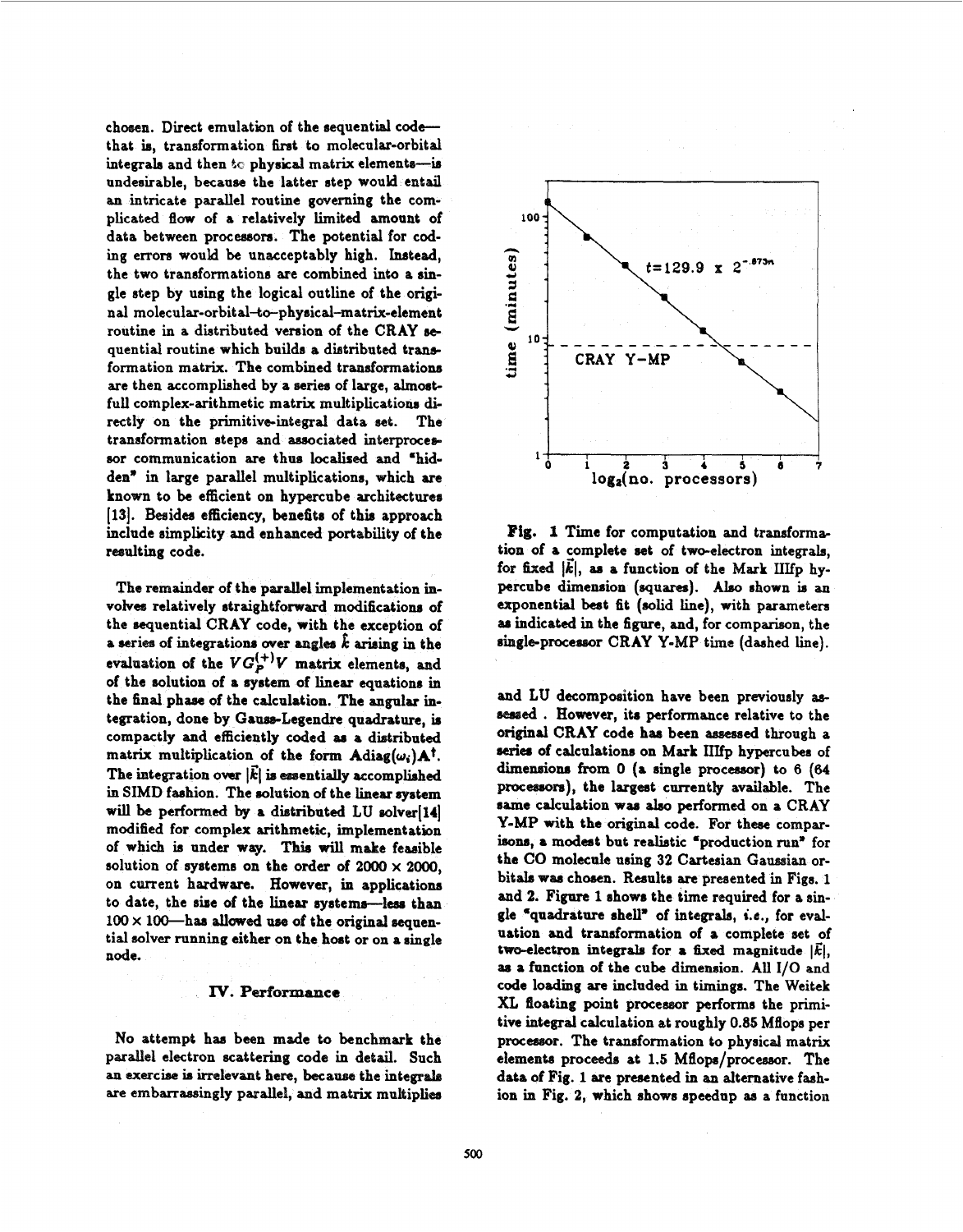chosen. Direct emulation of the sequential code—that is, transformation first to molecular-orbital integrals and then to physical matrix elements—is undesirable, because the latter step would entail an intricate parallel routine governing the complicated flow of a relatively limited amount of data between processors. The potential for coding errors would be unacceptably high. Instead, the two transformations are combined into a single step by using the logical outline of the original molecular-orbital–to–physical-matrix-element routine in a distributed version of the CRAY sequential routine which builds a distributed transformation matrix. The combined transformations are then accomplished by a series of large, almost-full complex-arithmetic matrix multiplications directly on the primitive-integral data set. The transformation steps and associated interprocessor communication are thus localised and "hidden" in large parallel multiplications, which are known to be efficient on hypercube architectures [13]. Besides efficiency, benefits of this approach include simplicity and enhanced portability of the resulting code.

The remainder of the parallel implementation involves relatively straightforward modifications of the sequential CRAY code, with the exception of a series of integrations over angles $\hat{k}$ arising in the evaluation of the $VG_P^{(+)}V$ matrix elements, and of the solution of a system of linear equations in the final phase of the calculation. The angular integration, done by Gauss-Legendre quadrature, is compactly and efficiently coded as a distributed matrix multiplication of the form $A\mathrm{diag}(\omega_i)A^{\dagger}$. The integration over $|\vec{k}|$ is essentially accomplished in SIMD fashion. The solution of the linear system will be performed by a distributed LU solver[14] modified for complex arithmetic, implementation of which is under way. This will make feasible solution of systems on the order of $2000 \times 2000$, on current hardware. However, in applications to date, the size of the linear systems—less than $100 \times 100$—has allowed use of the original sequential solver running either on the host or on a single node.

## IV. Performance

No attempt has been made to benchmark the parallel electron scattering code in detail. Such an exercise is irrelevant here, because the integrals are embarrassingly parallel, and matrix multiplies and LU decomposition have been previously assessed . However, its performance relative to the original CRAY code has been assessed through a series of calculations on Mark IIIfp hypercubes of dimensions from 0 (a single processor) to 6 (64 processors), the largest currently available. The same calculation was also performed on a CRAY Y-MP with the original code. For these comparisons, a modest but realistic "production run" for the CO molecule using 32 Cartesian Gaussian orbitals was chosen. Results are presented in Figs. 1 and 2. Figure 1 shows the time required for a single "quadrature shell" of integrals, *i.e.*, for evaluation and transformation of a complete set of two-electron integrals for a fixed magnitude $|\vec{k}|$, as a function of the cube dimension. All I/O and code loading are included in timings. The Weitek XL floating point processor performs the primitive integral calculation at roughly 0.85 Mflops per processor. The transformation to physical matrix elements proceeds at 1.5 Mflops/processor. The data of Fig. 1 are presented in an alternative fashion in Fig. 2, which shows speedup as a function

time (minutes)

$t = 129.9 \times 2^{-.873n}$

CRAY Y-MP

log₂(no. processors)

**Fig. 1** Time for computation and transformation of a complete set of two-electron integrals, for fixed $|\vec{k}|$, as a function of the Mark IIIfp hypercube dimension (squares). Also shown is an exponential best fit (solid line), with parameters as indicated in the figure, and, for comparison, the single-processor CRAY Y-MP time (dashed line).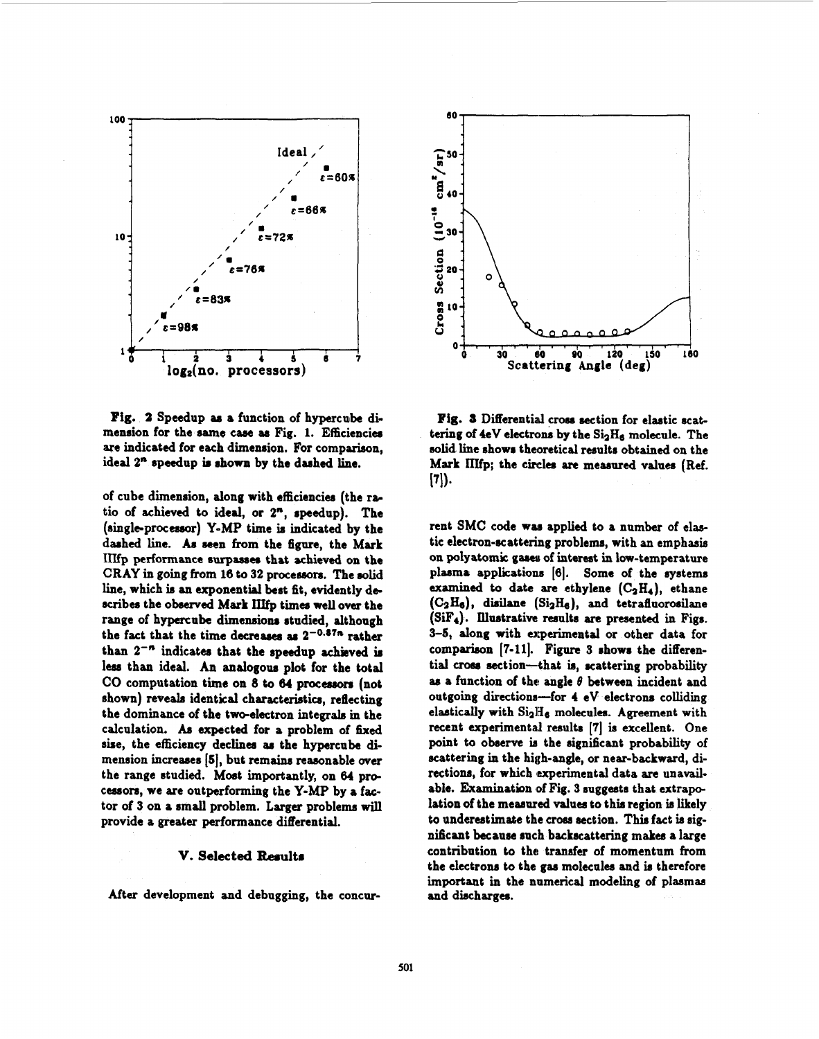100

Ideal

$\varepsilon=60\%$

$\varepsilon=66\%$

10

$\varepsilon=72\%$

$\varepsilon=76\%$

$\varepsilon=83\%$

$\varepsilon=98\%$

1

0 1 2 3 4 5 6 7

$\log_2$(no. processors)

**Fig. 2** Speedup as a function of hypercube dimension for the same case as Fig. 1. Efficiencies are indicated for each dimension. For comparison, ideal $2^n$ speedup is shown by the dashed line.

60

50

40

30

20

10

0

Cross Section ($10^{-16}$ cm$^2$/sr)

0 30 60 90 120 150 180

Scattering Angle (deg)

**Fig. 3** Differential cross section for elastic scattering of 4eV electrons by the $Si_2H_6$ molecule. The solid line shows theoretical results obtained on the Mark IIIfp; the circles are measured values (Ref. [7]).

of cube dimension, along with efficiencies (the ratio of achieved to ideal, or $2^n$, speedup). The (single-processor) Y-MP time is indicated by the dashed line. As seen from the figure, the Mark IIIfp performance surpasses that achieved on the CRAY in going from 16 to 32 processors. The solid line, which is an exponential best fit, evidently describes the observed Mark IIIfp times well over the range of hypercube dimensions studied, although the fact that the time decreases as $2^{-0.87n}$ rather than $2^{-n}$ indicates that the speedup achieved is less than ideal. An analogous plot for the total CO computation time on 8 to 64 processors (not shown) reveals identical characteristics, reflecting the dominance of the two-electron integrals in the calculation. As expected for a problem of fixed size, the efficiency declines as the hypercube dimension increases [5], but remains reasonable over the range studied. Most importantly, on 64 processors, we are outperforming the Y-MP by a factor of 3 on a small problem. Larger problems will provide a greater performance differential.

## V. Selected Results

After development and debugging, the concurrent SMC code was applied to a number of elastic electron-scattering problems, with an emphasis on polyatomic gases of interest in low-temperature plasma applications [6]. Some of the systems examined to date are ethylene ($C_2H_4$), ethane ($C_2H_6$), disilane ($Si_2H_6$), and tetrafluorosilane ($SiF_4$). Illustrative results are presented in Figs. 3–5, along with experimental or other data for comparison [7-11]. Figure 3 shows the differential cross section—that is, scattering probability as a function of the angle $\theta$ between incident and outgoing directions—for 4 eV electrons colliding elastically with $Si_2H_6$ molecules. Agreement with recent experimental results [7] is excellent. One point to observe is the significant probability of scattering in the high-angle, or near-backward, directions, for which experimental data are unavailable. Examination of Fig. 3 suggests that extrapolation of the measured values to this region is likely to underestimate the cross section. This fact is significant because such backscattering makes a large contribution to the transfer of momentum from the electrons to the gas molecules and is therefore important in the numerical modeling of plasmas and discharges.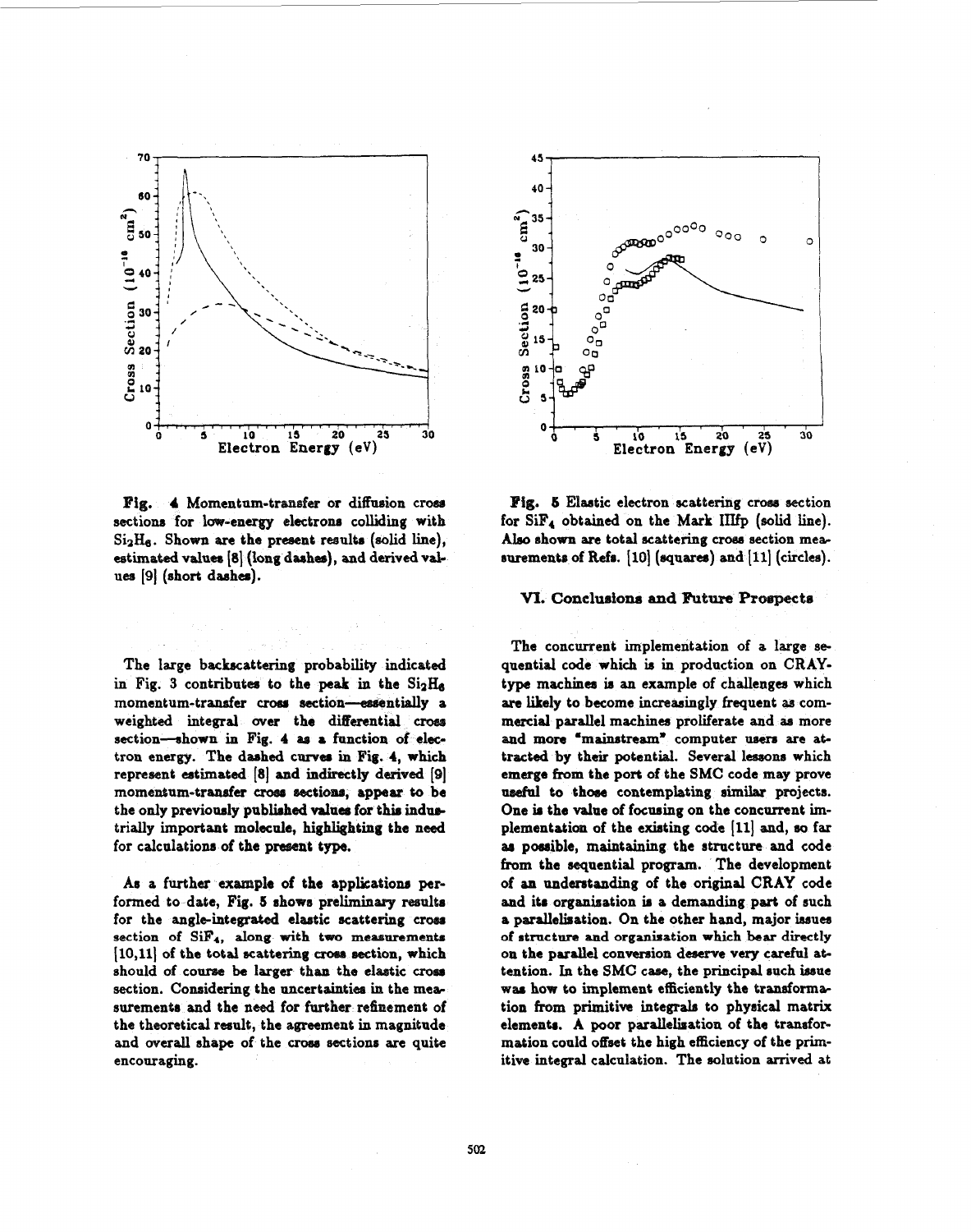70
60
50
40
30
20
10
0
Cross Section ($10^{-16}$ cm$^2$)
0 5 10 15 20 25 30
Electron Energy (eV)

**Fig. 4** Momentum-transfer or diffusion cross sections for low-energy electrons colliding with $Si_2H_6$. Shown are the present results (solid line), estimated values [8] (long dashes), and derived values [9] (short dashes).

45
40
35
30
25
20
15
10
5
0
Cross Section ($10^{-16}$ cm$^2$)
0 5 10 15 20 25 30
Electron Energy (eV)

**Fig. 5** Elastic electron scattering cross section for $SiF_4$ obtained on the Mark IIIfp (solid line). Also shown are total scattering cross section measurements of Refs. [10] (squares) and [11] (circles).

The large backscattering probability indicated in Fig. 3 contributes to the peak in the $Si_2H_6$ momentum-transfer cross section—essentially a weighted integral over the differential cross section—shown in Fig. 4 as a function of electron energy. The dashed curves in Fig. 4, which represent estimated [8] and indirectly derived [9] momentum-transfer cross sections, appear to be the only previously published values for this industrially important molecule, highlighting the need for calculations of the present type.

As a further example of the applications performed to date, Fig. 5 shows preliminary results for the angle-integrated elastic scattering cross section of $SiF_4$, along with two measurements [10,11] of the total scattering cross section, which should of course be larger than the elastic cross section. Considering the uncertainties in the measurements and the need for further refinement of the theoretical result, the agreement in magnitude and overall shape of the cross sections are quite encouraging.

## VI. Conclusions and Future Prospects

The concurrent implementation of a large sequential code which is in production on CRAY-type machines is an example of challenges which are likely to become increasingly frequent as commercial parallel machines proliferate and as more and more "mainstream" computer users are attracted by their potential. Several lessons which emerge from the port of the SMC code may prove useful to those contemplating similar projects. One is the value of focusing on the concurrent implementation of the existing code [11] and, so far as possible, maintaining the structure and code from the sequential program. The development of an understanding of the original CRAY code and its organisation is a demanding part of such a parallelisation. On the other hand, major issues of structure and organisation which bear directly on the parallel conversion deserve very careful attention. In the SMC case, the principal such issue was how to implement efficiently the transformation from primitive integrals to physical matrix elements. A poor parallelisation of the transformation could offset the high efficiency of the primitive integral calculation. The solution arrived at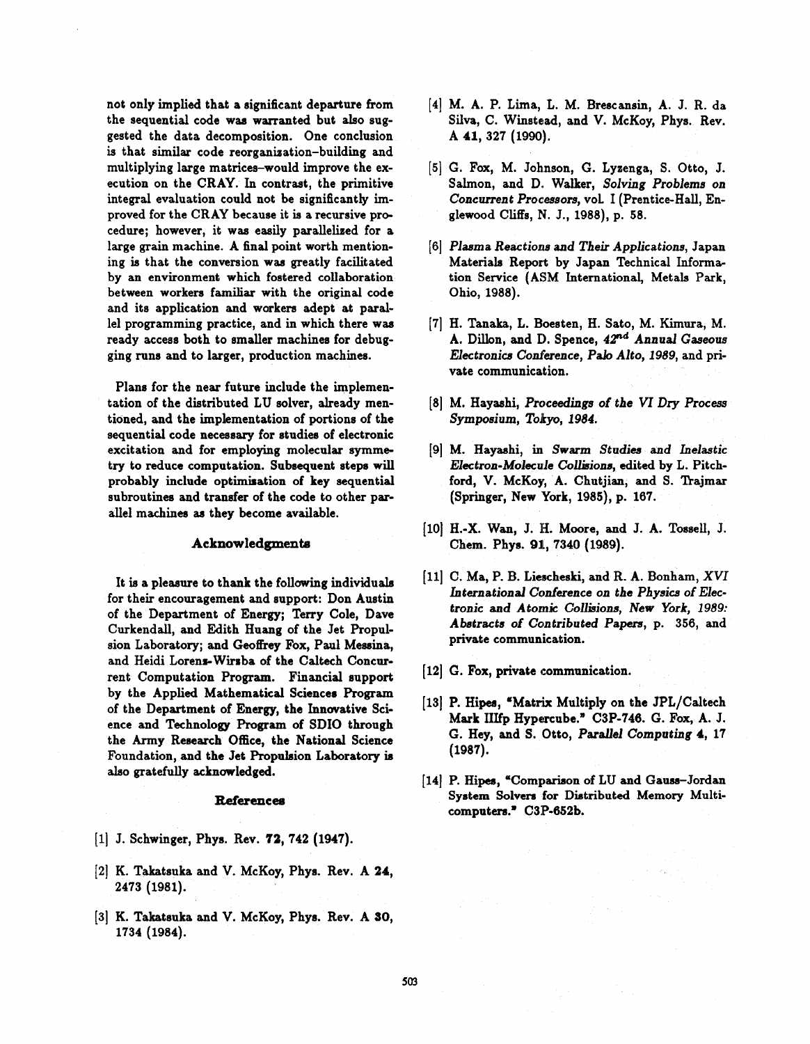not only implied that a significant departure from the sequential code was warranted but also suggested the data decomposition. One conclusion is that similar code reorganization–building and multiplying large matrices–would improve the execution on the CRAY. In contrast, the primitive integral evaluation could not be significantly improved for the CRAY because it is a recursive procedure; however, it was easily parallelized for a large grain machine. A final point worth mentioning is that the conversion was greatly facilitated by an environment which fostered collaboration between workers familiar with the original code and its application and workers adept at parallel programming practice, and in which there was ready access both to smaller machines for debugging runs and to larger, production machines.

Plans for the near future include the implementation of the distributed LU solver, already mentioned, and the implementation of portions of the sequential code necessary for studies of electronic excitation and for employing molecular symmetry to reduce computation. Subsequent steps will probably include optimization of key sequential subroutines and transfer of the code to other parallel machines as they become available.

## Acknowledgments

It is a pleasure to thank the following individuals for their encouragement and support: Don Austin of the Department of Energy; Terry Cole, Dave Curkendall, and Edith Huang of the Jet Propulsion Laboratory; and Geoffrey Fox, Paul Messina, and Heidi Lorenz-Wirzba of the Caltech Concurrent Computation Program. Financial support by the Applied Mathematical Sciences Program of the Department of Energy, the Innovative Science and Technology Program of SDIO through the Army Research Office, the National Science Foundation, and the Jet Propulsion Laboratory is also gratefully acknowledged.

## References

[1] J. Schwinger, Phys. Rev. **72**, 742 (1947).

[2] K. Takatsuka and V. McKoy, Phys. Rev. A **24**, 2473 (1981).

[3] K. Takatsuka and V. McKoy, Phys. Rev. A **30**, 1734 (1984).

[4] M. A. P. Lima, L. M. Brescansin, A. J. R. da Silva, C. Winstead, and V. McKoy, Phys. Rev. A **41**, 327 (1990).

[5] G. Fox, M. Johnson, G. Lyzenga, S. Otto, J. Salmon, and D. Walker, *Solving Problems on Concurrent Processors*, vol. I (Prentice-Hall, Englewood Cliffs, N. J., 1988), p. 58.

[6] *Plasma Reactions and Their Applications*, Japan Materials Report by Japan Technical Information Service (ASM International, Metals Park, Ohio, 1988).

[7] H. Tanaka, L. Boesten, H. Sato, M. Kimura, M. A. Dillon, and D. Spence, *42nd Annual Gaseous Electronics Conference, Palo Alto, 1989*, and private communication.

[8] M. Hayashi, *Proceedings of the VI Dry Process Symposium, Tokyo, 1984.*

[9] M. Hayashi, in *Swarm Studies and Inelastic Electron-Molecule Collisions*, edited by L. Pitchford, V. McKoy, A. Chutjian, and S. Trajmar (Springer, New York, 1985), p. 167.

[10] H.-X. Wan, J. H. Moore, and J. A. Tossell, J. Chem. Phys. **91**, 7340 (1989).

[11] C. Ma, P. B. Liescheski, and R. A. Bonham, *XVI International Conference on the Physics of Electronic and Atomic Collisions, New York, 1989: Abstracts of Contributed Papers*, p. 356, and private communication.

[12] G. Fox, private communication.

[13] P. Hipes, "Matrix Multiply on the JPL/Caltech Mark IIIfp Hypercube." C3P-746. G. Fox, A. J. G. Hey, and S. Otto, *Parallel Computing* **4**, 17 (1987).

[14] P. Hipes, "Comparison of LU and Gauss–Jordan System Solvers for Distributed Memory Multicomputers." C3P-652b.